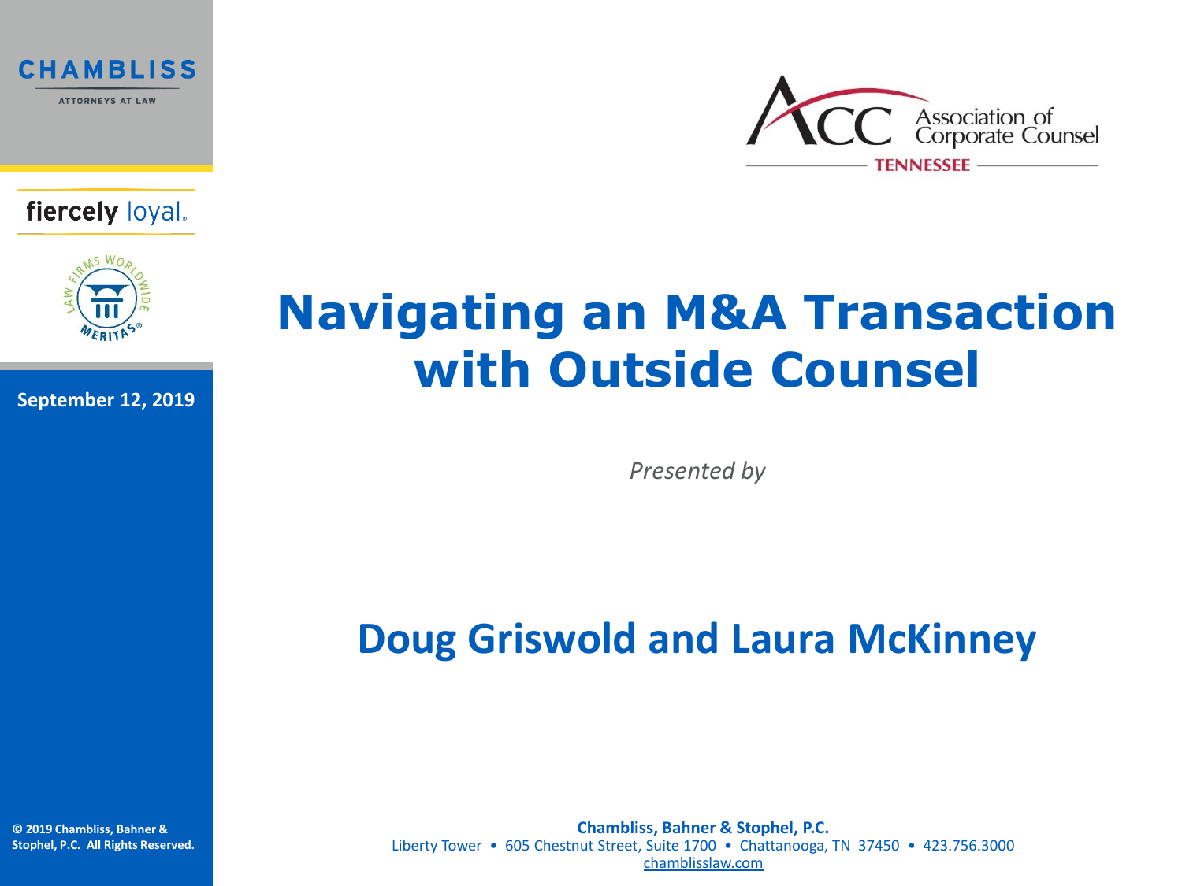CHAMBLISS

ATTORNEYS AT LAW

fiercely loyal.

September 12, 2019

Association of Corporate Counsel

TENNESSEE

# Navigating an M&A Transaction with Outside Counsel

*Presented by*

## Doug Griswold and Laura McKinney

© 2019 Chambliss, Bahner & Stophel, P.C. All Rights Reserved.

**Chambliss, Bahner & Stophel, P.C.**
Liberty Tower • 605 Chestnut Street, Suite 1700 • Chattanooga, TN 37450 • 423.756.3000
chamblisslaw.com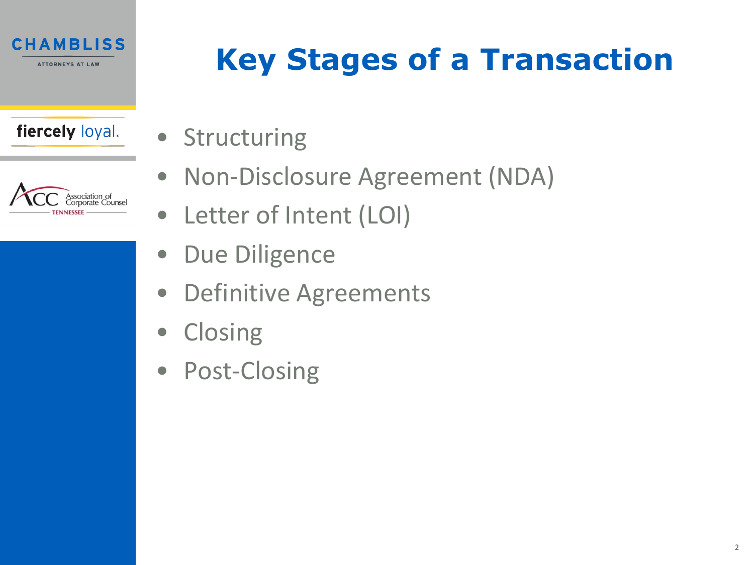# Key Stages of a Transaction

- Structuring
- Non-Disclosure Agreement (NDA)
- Letter of Intent (LOI)
- Due Diligence
- Definitive Agreements
- Closing
- Post-Closing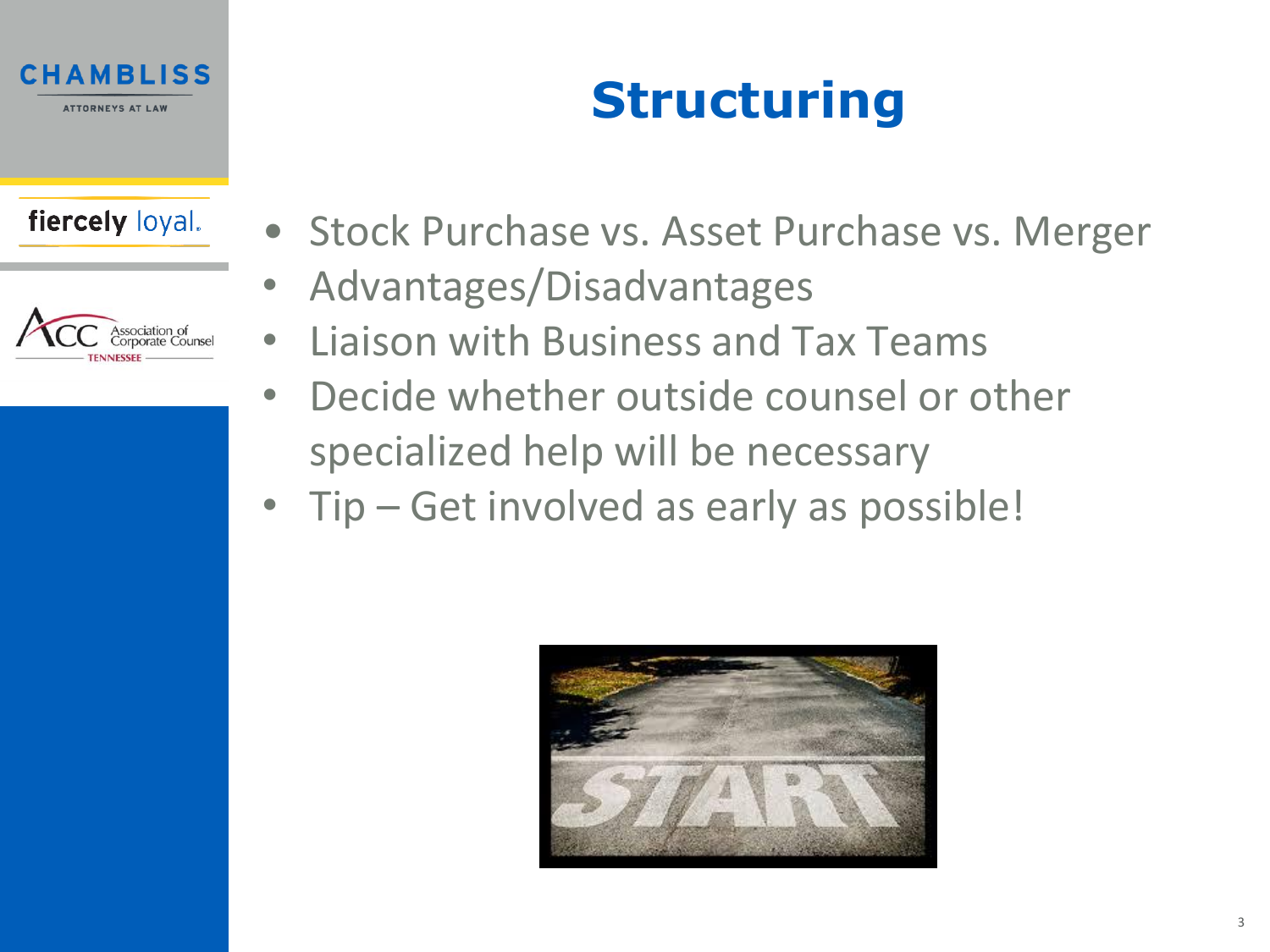# Structuring

- Stock Purchase vs. Asset Purchase vs. Merger
- Advantages/Disadvantages
- Liaison with Business and Tax Teams
- Decide whether outside counsel or other specialized help will be necessary
- Tip – Get involved as early as possible!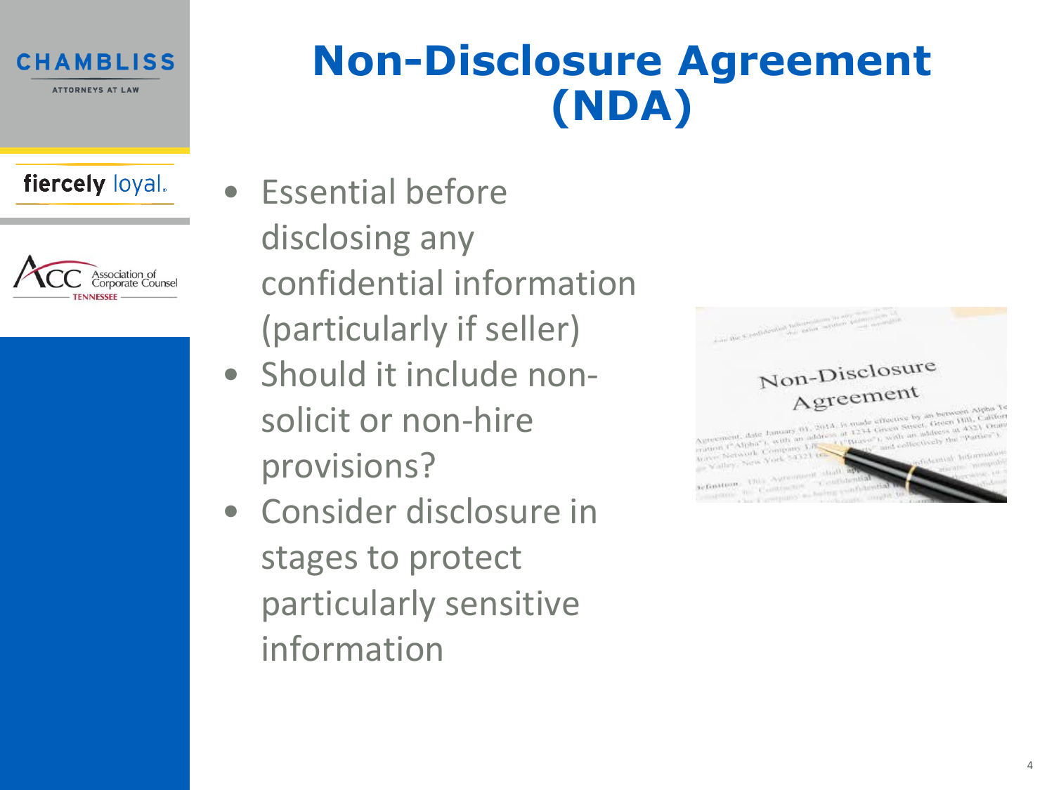# Non-Disclosure Agreement (NDA)

- Essential before disclosing any confidential information (particularly if seller)
- Should it include non-solicit or non-hire provisions?
- Consider disclosure in stages to protect particularly sensitive information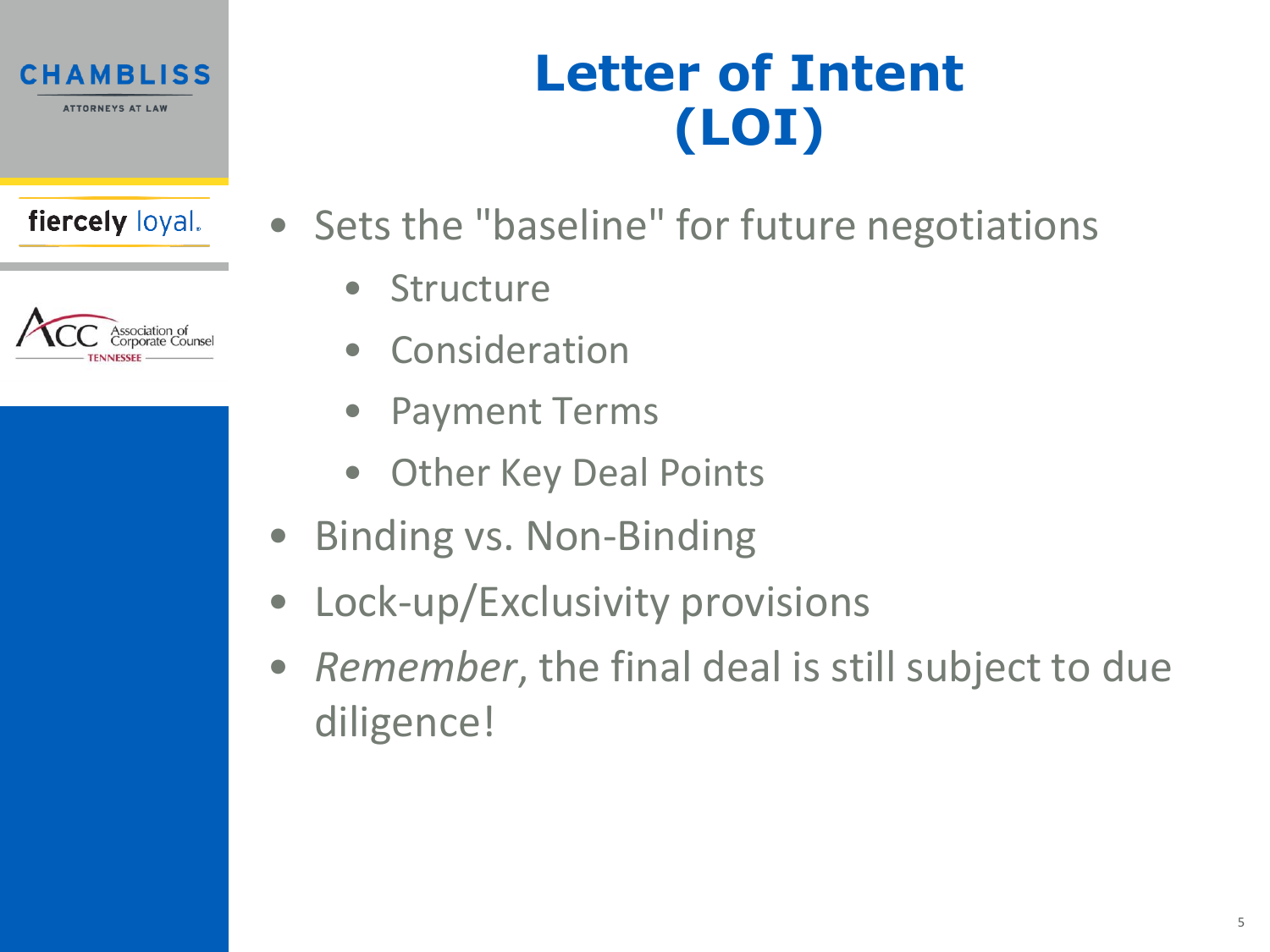# Letter of Intent (LOI)

- Sets the "baseline" for future negotiations
  - Structure
  - Consideration
  - Payment Terms
  - Other Key Deal Points
- Binding vs. Non-Binding
- Lock-up/Exclusivity provisions
- *Remember*, the final deal is still subject to due diligence!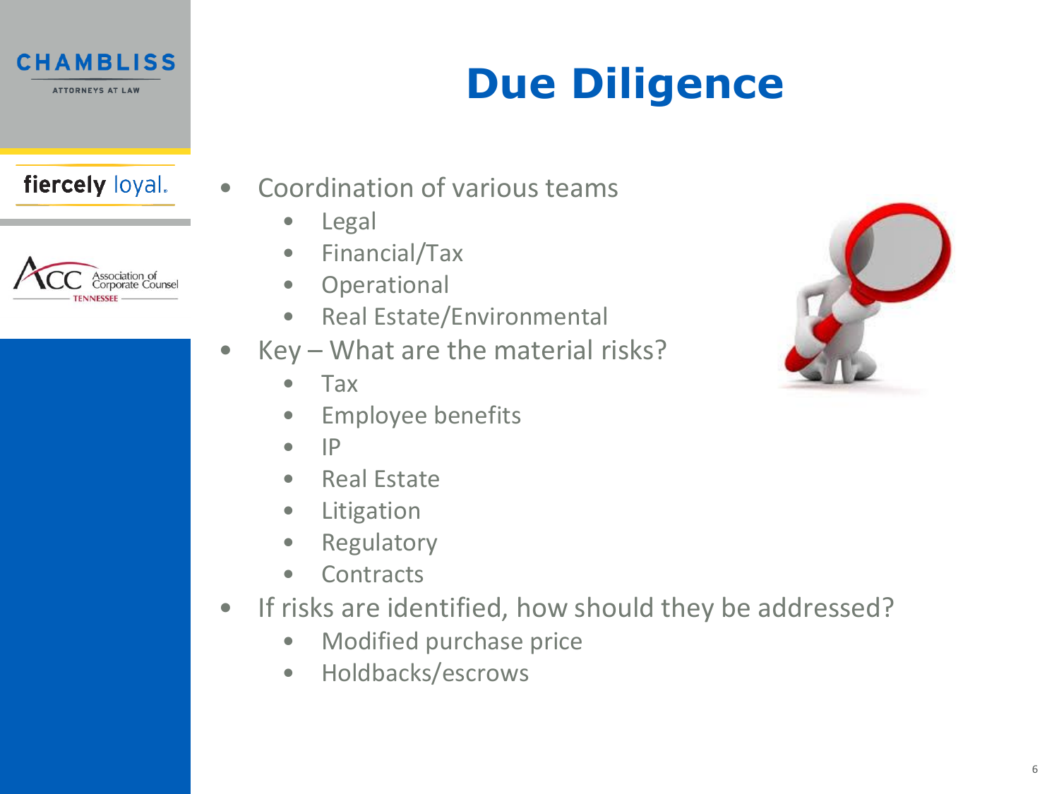# Due Diligence

- Coordination of various teams
  - Legal
  - Financial/Tax
  - Operational
  - Real Estate/Environmental
- Key – What are the material risks?
  - Tax
  - Employee benefits
  - IP
  - Real Estate
  - Litigation
  - Regulatory
  - Contracts
- If risks are identified, how should they be addressed?
  - Modified purchase price
  - Holdbacks/escrows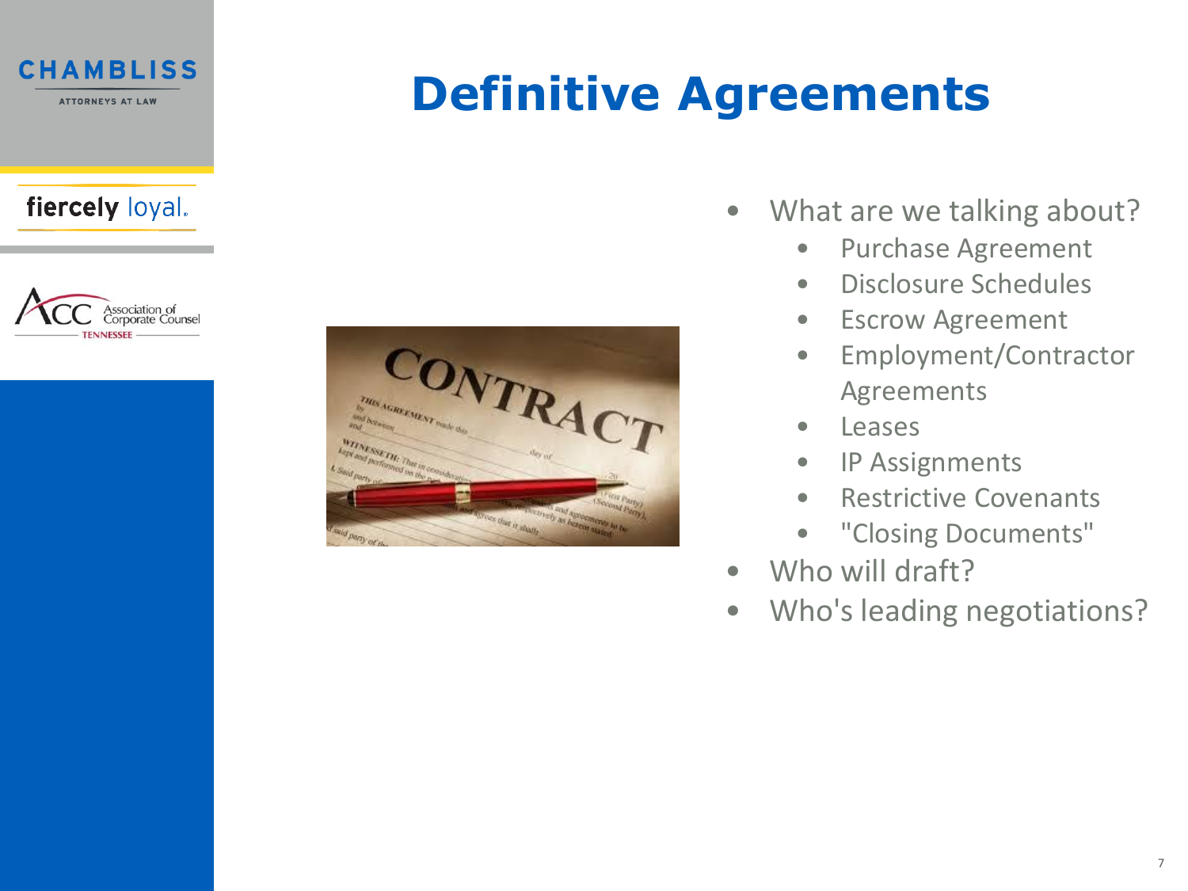# Definitive Agreements

- What are we talking about?
  - Purchase Agreement
  - Disclosure Schedules
  - Escrow Agreement
  - Employment/Contractor Agreements
  - Leases
  - IP Assignments
  - Restrictive Covenants
  - "Closing Documents"
- Who will draft?
- Who's leading negotiations?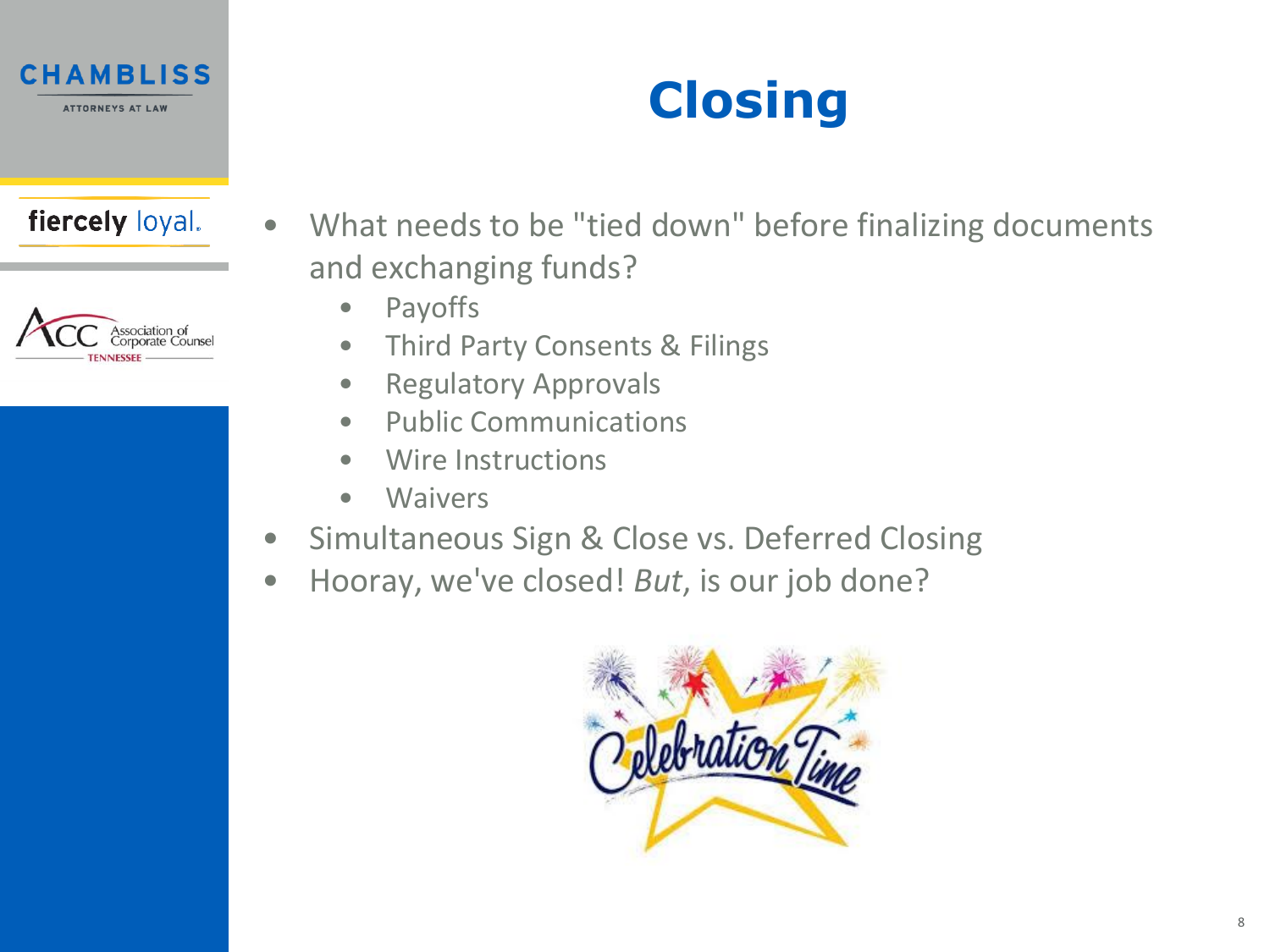# Closing

- What needs to be "tied down" before finalizing documents and exchanging funds?
  - Payoffs
  - Third Party Consents & Filings
  - Regulatory Approvals
  - Public Communications
  - Wire Instructions
  - Waivers
- Simultaneous Sign & Close vs. Deferred Closing
- Hooray, we've closed! *But*, is our job done?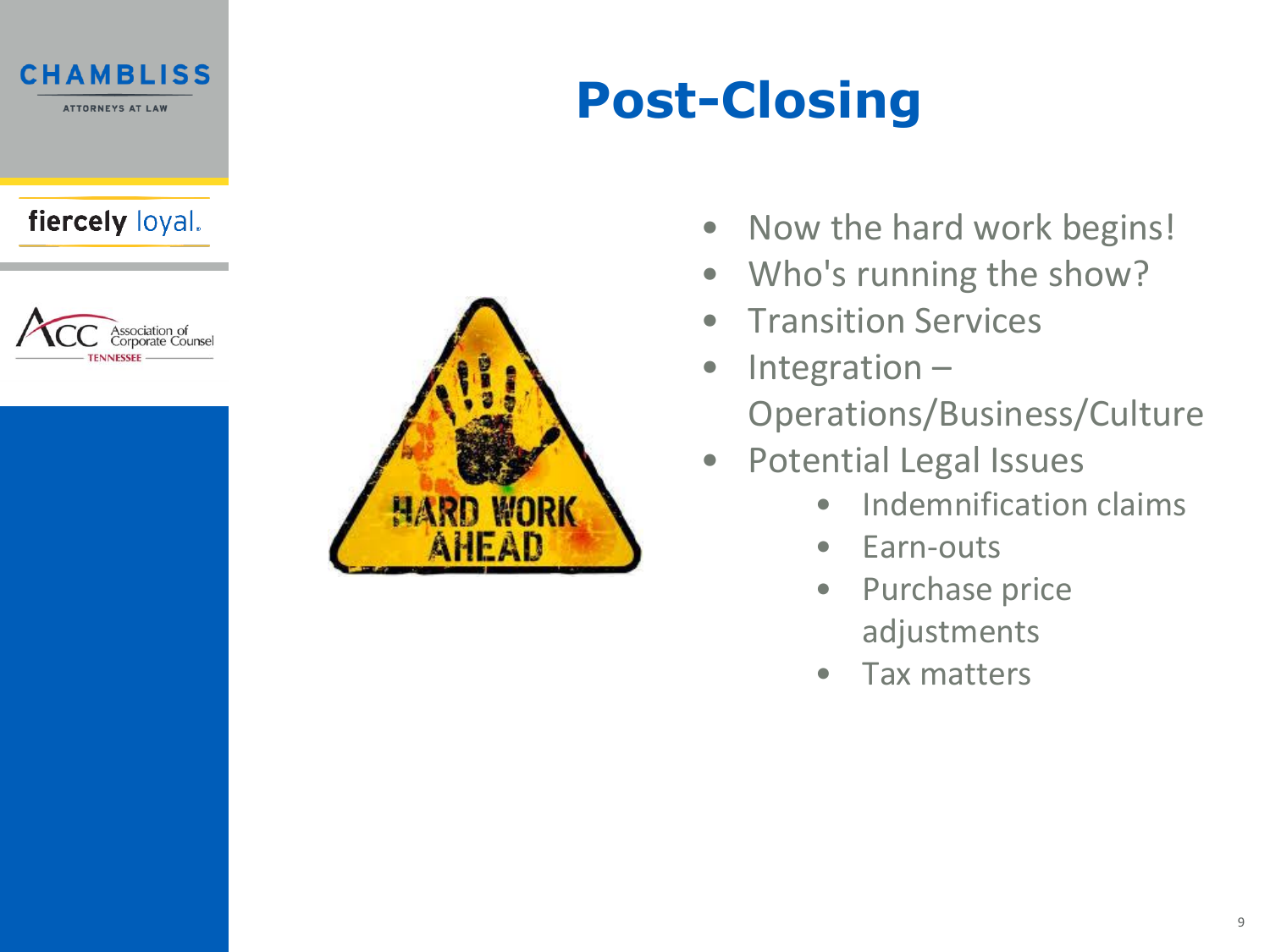# Post-Closing

- Now the hard work begins!
- Who's running the show?
- Transition Services
- Integration – Operations/Business/Culture
- Potential Legal Issues
  - Indemnification claims
  - Earn-outs
  - Purchase price adjustments
  - Tax matters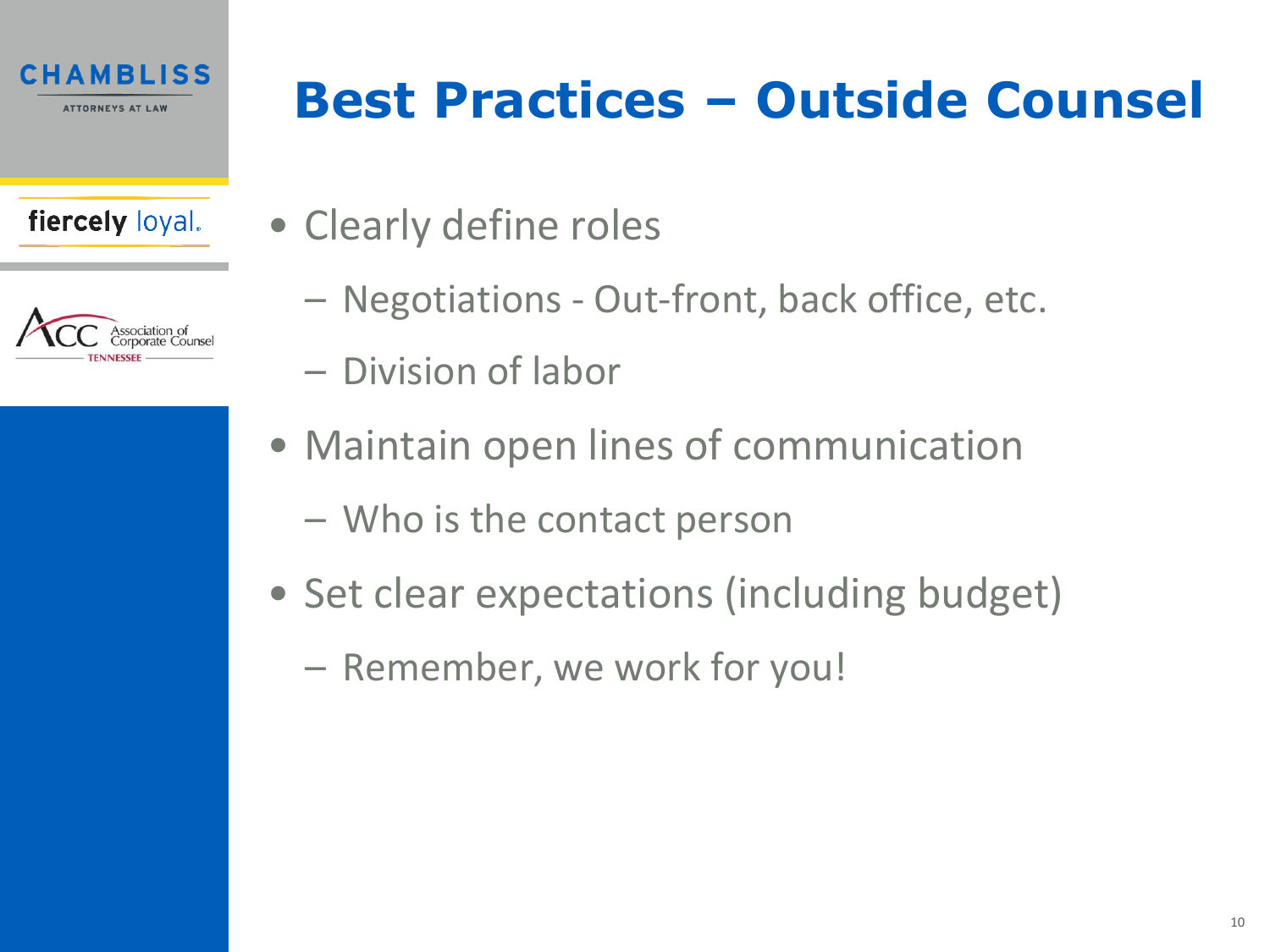# Best Practices – Outside Counsel

- Clearly define roles
  - Negotiations - Out-front, back office, etc.
  - Division of labor
- Maintain open lines of communication
  - Who is the contact person
- Set clear expectations (including budget)
  - Remember, we work for you!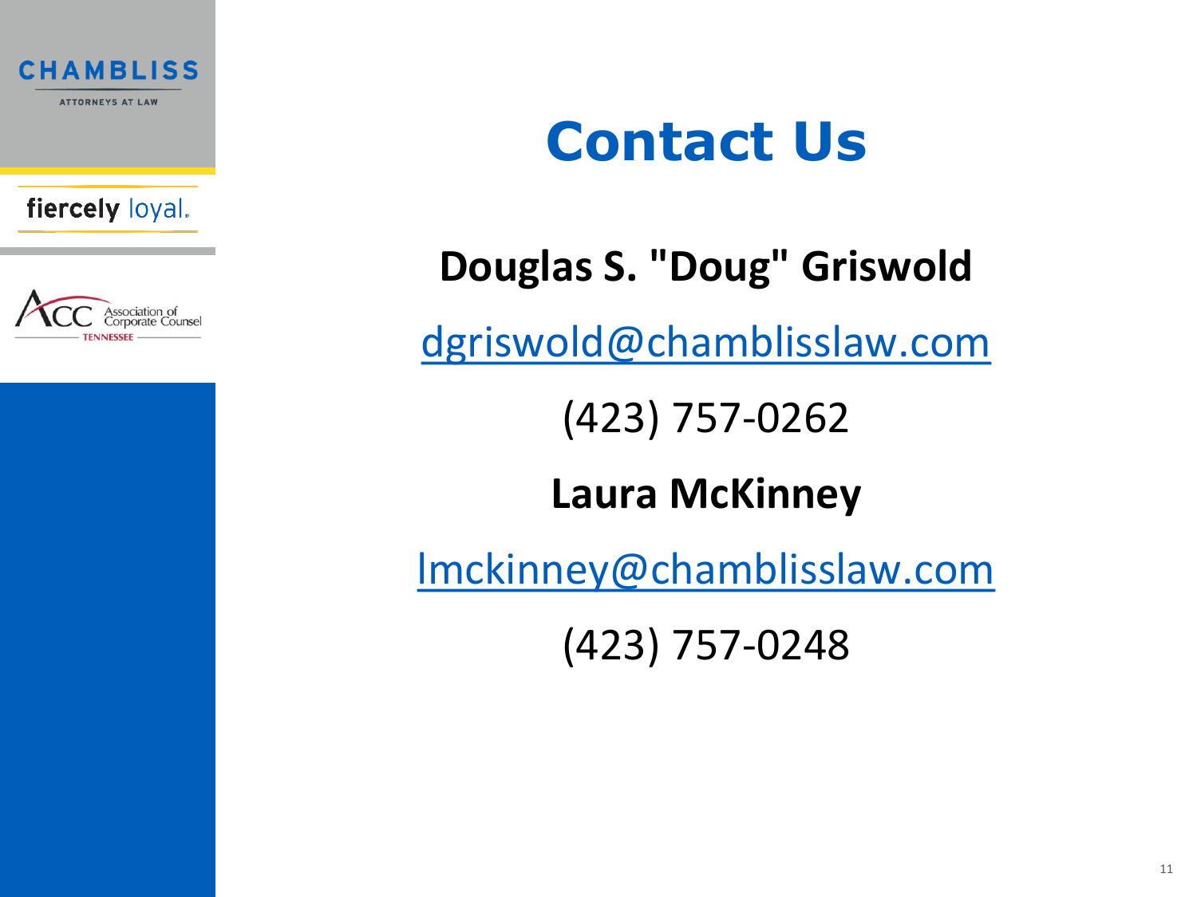# Contact Us

**Douglas S. "Doug" Griswold**

dgriswold@chamblisslaw.com

(423) 757-0262

**Laura McKinney**

lmckinney@chamblisslaw.com

(423) 757-0248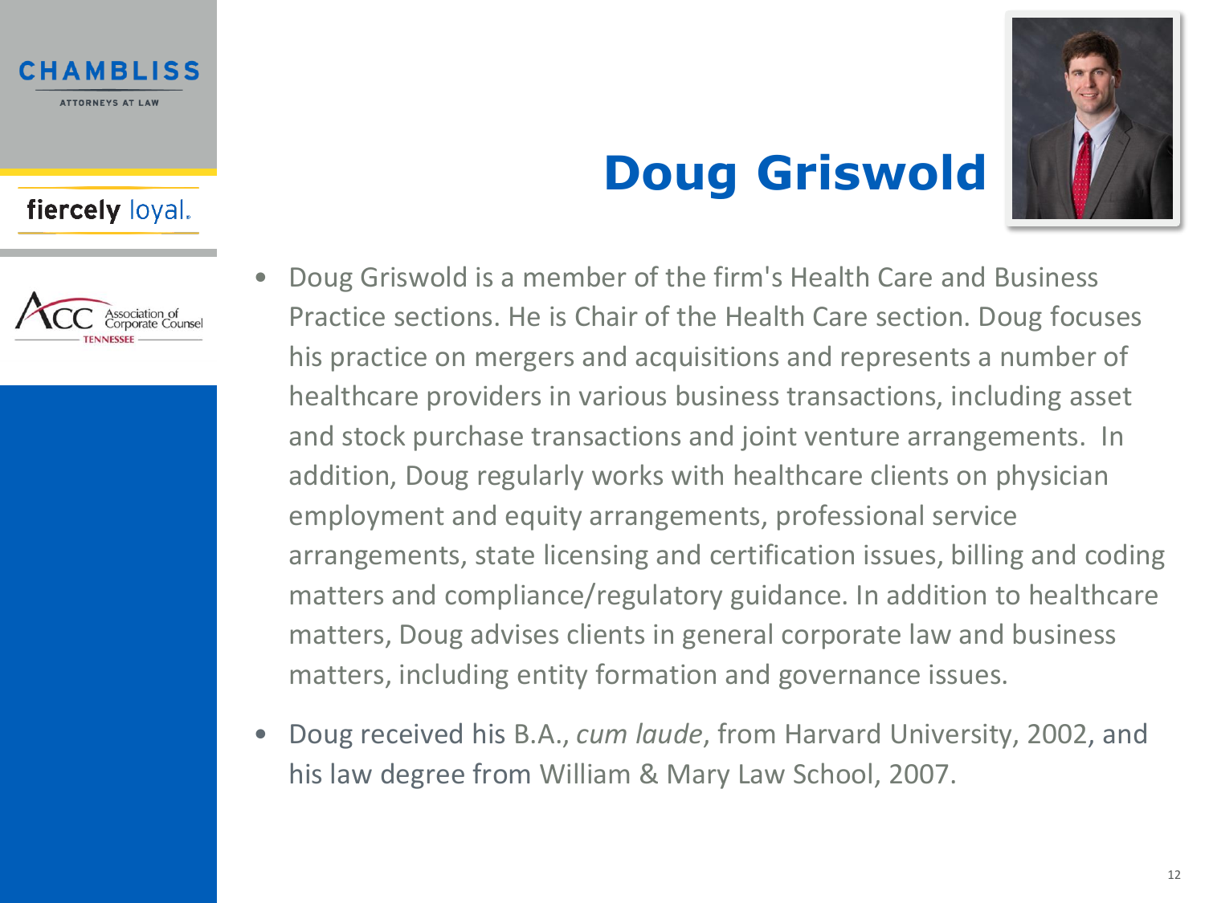# Doug Griswold

- Doug Griswold is a member of the firm's Health Care and Business Practice sections. He is Chair of the Health Care section. Doug focuses his practice on mergers and acquisitions and represents a number of healthcare providers in various business transactions, including asset and stock purchase transactions and joint venture arrangements. In addition, Doug regularly works with healthcare clients on physician employment and equity arrangements, professional service arrangements, state licensing and certification issues, billing and coding matters and compliance/regulatory guidance. In addition to healthcare matters, Doug advises clients in general corporate law and business matters, including entity formation and governance issues.
- Doug received his B.A., *cum laude*, from Harvard University, 2002, and his law degree from William & Mary Law School, 2007.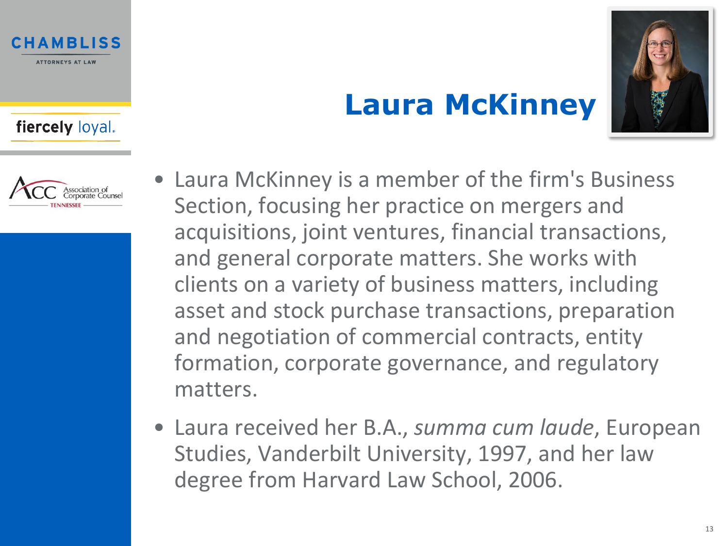# Laura McKinney

- Laura McKinney is a member of the firm's Business Section, focusing her practice on mergers and acquisitions, joint ventures, financial transactions, and general corporate matters. She works with clients on a variety of business matters, including asset and stock purchase transactions, preparation and negotiation of commercial contracts, entity formation, corporate governance, and regulatory matters.
- Laura received her B.A., *summa cum laude*, European Studies, Vanderbilt University, 1997, and her law degree from Harvard Law School, 2006.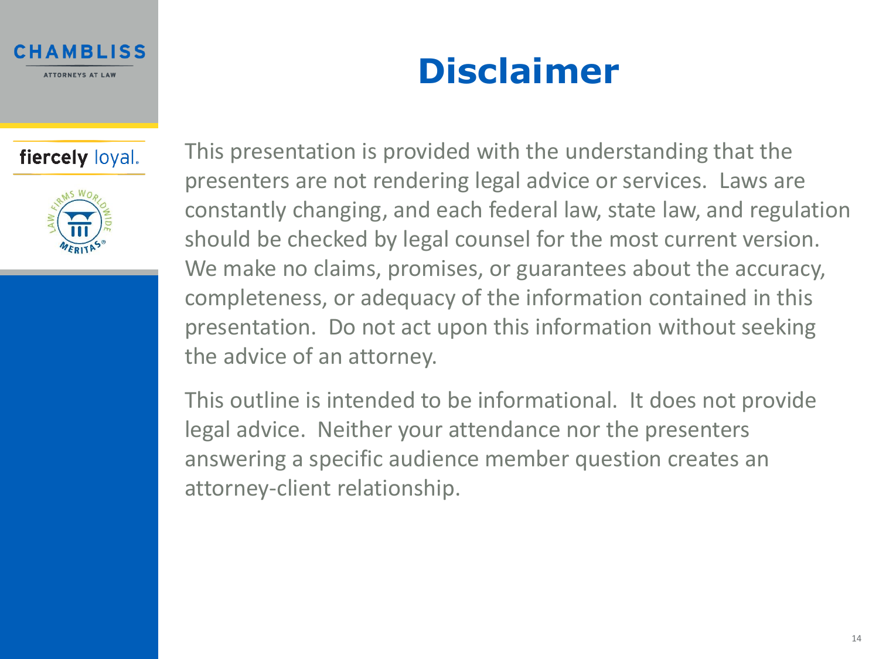# Disclaimer

This presentation is provided with the understanding that the presenters are not rendering legal advice or services. Laws are constantly changing, and each federal law, state law, and regulation should be checked by legal counsel for the most current version. We make no claims, promises, or guarantees about the accuracy, completeness, or adequacy of the information contained in this presentation. Do not act upon this information without seeking the advice of an attorney.

This outline is intended to be informational. It does not provide legal advice. Neither your attendance nor the presenters answering a specific audience member question creates an attorney-client relationship.